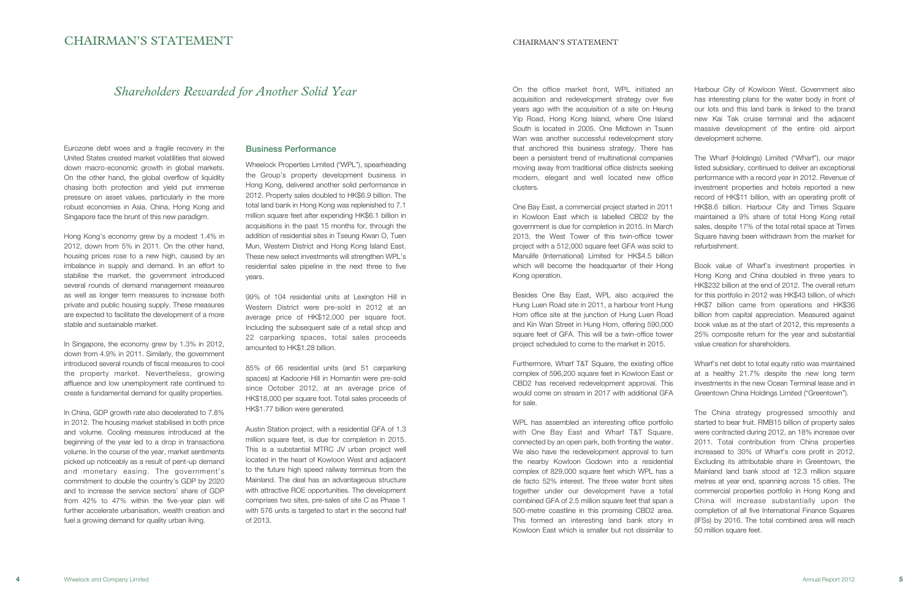# CHAIRMAN'S STATEMENT

## *Shareholders Rewarded for Another Solid Year*

Eurozone debt woes and a fragile recovery in the United States created market volatilities that slowed down macro-economic growth in global markets. On the other hand, the global overflow of liquidity chasing both protection and yield put immense pressure on asset values, particularly in the more robust economies in Asia. China, Hong Kong and Singapore face the brunt of this new paradigm.

Hong Kong's economy grew by a modest 1.4% in 2012, down from 5% in 2011. On the other hand, housing prices rose to a new high, caused by an imbalance in supply and demand. In an effort to stabilise the market, the government introduced several rounds of demand management measures as well as longer term measures to increase both private and public housing supply. These measures are expected to facilitate the development of a more stable and sustainable market.

In Singapore, the economy grew by 1.3% in 2012, down from 4.9% in 2011. Similarly, the government introduced several rounds of fiscal measures to cool the property market. Nevertheless, growing affluence and low unemployment rate continued to create a fundamental demand for quality properties.

In China, GDP growth rate also decelerated to 7.8% in 2012. The housing market stabilised in both price and volume. Cooling measures introduced at the beginning of the year led to a drop in transactions volume. In the course of the year, market sentiments picked up noticeably as a result of pent-up demand and monetary easing. The government's commitment to double the country's GDP by 2020 and to increase the service sectors' share of GDP from 42% to 47% within the five-year plan will further accelerate urbanisation, wealth creation and fuel a growing demand for quality urban living.

### Business Performance

Wheelock Properties Limited ("WPL"), spearheading the Group's property development business in Hong Kong, delivered another solid performance in 2012. Property sales doubled to HK$6.9 billion. The total land bank in Hong Kong was replenished to 7.1 million square feet after expending HK$6.1 billion in acquisitions in the past 15 months for, through the addition of residential sites in Tseung Kwan O, Tuen Mun, Western District and Hong Kong Island East. These new select investments will strengthen WPL's residential sales pipeline in the next three to five years.

99% of 104 residential units at Lexington Hill in Western District were pre-sold in 2012 at an average price of HK$12,000 per square foot. Including the subsequent sale of a retail shop and 22 carparking spaces, total sales proceeds amounted to HK$1.28 billion.

85% of 66 residential units (and 51 carparking spaces) at Kadoorie Hill in Homantin were pre-sold since October 2012, at an average price of HK$18,000 per square foot. Total sales proceeds of HK$1.77 billion were generated.

Austin Station project, with a residential GFA of 1.3 million square feet, is due for completion in 2015. This is a substantial MTRC JV urban project well located in the heart of Kowloon West and adjacent to the future high speed railway terminus from the Mainland. The deal has an advantageous structure with attractive ROE opportunities. The development comprises two sites, pre-sales of site C as Phase 1 with 576 units is targeted to start in the second half of 2013.

On the office market front, WPL initiated an acquisition and redevelopment strategy over five years ago with the acquisition of a site on Heung Yip Road, Hong Kong Island, where One Island South is located in 2005. One Midtown in Tsuen Wan was another successful redevelopment story that anchored this business strategy. There has been a persistent trend of multinational companies moving away from traditional office districts seeking modern, elegant and well located new office clusters.

One Bay East, a commercial project started in 2011 in Kowloon East which is labelled CBD2 by the government is due for completion in 2015. In March 2013, the West Tower of this twin-office tower project with a 512,000 square feet GFA was sold to Manulife (International) Limited for HK$4.5 billion which will become the headquarter of their Hong Kong operation.

Besides One Bay East, WPL also acquired the Hung Luen Road site in 2011, a harbour front Hung Hom office site at the junction of Hung Luen Road and Kin Wan Street in Hung Hom, offering 590,000 square feet of GFA. This will be a twin-office tower project scheduled to come to the market in 2015.

Furthermore, Wharf T&T Square, the existing office complex of 596,200 square feet in Kowloon East or CBD2 has received redevelopment approval. This would come on stream in 2017 with additional GFA for sale.

WPL has assembled an interesting office portfolio with One Bay East and Wharf T&T Square, connected by an open park, both fronting the water. We also have the redevelopment approval to turn the nearby Kowloon Godown into a residential complex of 829,000 square feet which WPL has a de facto 52% interest. The three water front sites together under our development have a total combined GFA of 2.5 million square feet that span a 500-metre coastline in this promising CBD2 area. This formed an interesting land bank story in Kowloon East which is smaller but not dissimilar to Harbour City of Kowloon West. Government also has interesting plans for the water body in front of our lots and this land bank is linked to the brand new Kai Tak cruise terminal and the adjacent massive development of the entire old airport development scheme.

The Wharf (Holdings) Limited ("Wharf"), our major listed subsidiary, continued to deliver an exceptional performance with a record year in 2012. Revenue of investment properties and hotels reported a new record of HK$11 billion, with an operating profit of HK$8.6 billion. Harbour City and Times Square maintained a 9% share of total Hong Kong retail sales, despite 17% of the total retail space at Times Square having been withdrawn from the market for refurbishment.

Book value of Wharf's investment properties in Hong Kong and China doubled in three years to HK$232 billion at the end of 2012. The overall return for this portfolio in 2012 was HK$43 billion, of which HK$7 billion came from operations and HK$36 billion from capital appreciation. Measured against book value as at the start of 2012, this represents a 25% composite return for the year and substantial value creation for shareholders.

Wharf's net debt to total equity ratio was maintained at a healthy 21.7% despite the new long term investments in the new Ocean Terminal lease and in Greentown China Holdings Limited ("Greentown").

The China strategy progressed smoothly and started to bear fruit. RMB15 billion of property sales were contracted during 2012, an 18% increase over 2011. Total contribution from China properties increased to 30% of Wharf's core profit in 2012. Excluding its attributable share in Greentown, the Mainland land bank stood at 12.3 million square metres at year end, spanning across 15 cities. The commercial properties portfolio in Hong Kong and China will increase substantially upon the completion of all five International Finance Squares (IFSs) by 2016. The total combined area will reach 50 million square feet.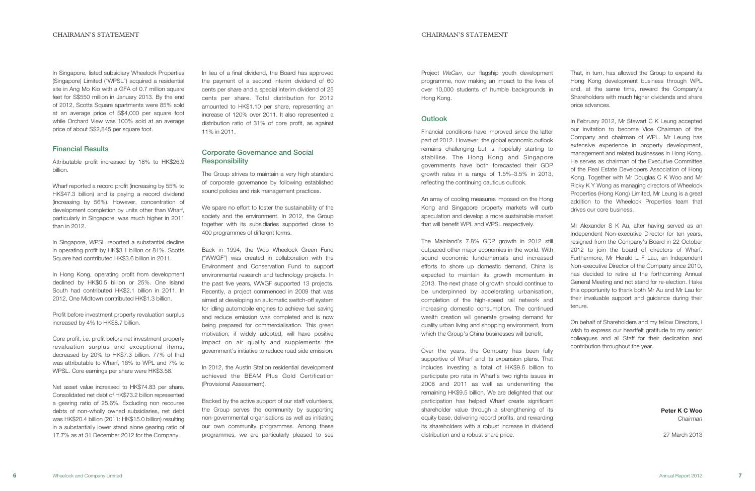In Singapore, listed subsidiary Wheelock Properties (Singapore) Limited ("WPSL") acquired a residential site in Ang Mo Kio with a GFA of 0.7 million square feet for S$550 million in January 2013. By the end of 2012, Scotts Square apartments were 85% sold at an average price of S$4,000 per square foot while Orchard View was 100% sold at an average price of about S$2,845 per square foot.

## Financial Results

Attributable profit increased by 18% to HK$26.9 billion.

Wharf reported a record profit (increasing by 55% to HK$47.3 billion) and is paying a record dividend (increasing by 56%). However, concentration of development completion by units other than Wharf, particularly in Singapore, was much higher in 2011 than in 2012.

In Singapore, WPSL reported a substantial decline in operating profit by HK$3.1 billion or 81%. Scotts Square had contributed HK$3.6 billion in 2011.

In Hong Kong, operating profit from development declined by HK$0.5 billion or 25%. One Island South had contributed HK$2.1 billion in 2011. In 2012, One Midtown contributed HK$1.3 billion.

Profit before investment property revaluation surplus increased by 4% to HK$8.7 billion.

Core profit, i.e. profit before net investment property revaluation surplus and exceptional items, decreased by 20% to HK$7.3 billion. 77% of that was attributable to Wharf, 16% to WPL and 7% to WPSL. Core earnings per share were HK$3.58.

Net asset value increased to HK$74.83 per share. Consolidated net debt of HK$73.2 billion represented a gearing ratio of 25.6%. Excluding non recourse debts of non-wholly owned subsidiaries, net debt was HK$20.4 billion (2011: HK$15.0 billion) resulting in a substantially lower stand alone gearing ratio of 17.7% as at 31 December 2012 for the Company.

In lieu of a final dividend, the Board has approved the payment of a second interim dividend of 60 cents per share and a special interim dividend of 25 cents per share. Total distribution for 2012 amounted to HK$1.10 per share, representing an increase of 120% over 2011. It also represented a distribution ratio of 31% of core profit, as against 11% in 2011.

## Corporate Governance and Social Responsibility

The Group strives to maintain a very high standard of corporate governance by following established sound policies and risk management practices.

We spare no effort to foster the sustainability of the society and the environment. In 2012, the Group together with its subsidiaries supported close to 400 programmes of different forms.

Back in 1994, the Woo Wheelock Green Fund ("WWGF") was created in collaboration with the Environment and Conservation Fund to support environmental research and technology projects. In the past five years, WWGF supported 13 projects. Recently, a project commenced in 2009 that was aimed at developing an automatic switch-off system for idling automobile engines to achieve fuel saving and reduce emission was completed and is now being prepared for commercialisation. This green motivation, if widely adopted, will have positive impact on air quality and supplements the government's initiative to reduce road side emission.

In 2012, the Austin Station residential development achieved the BEAM Plus Gold Certification (Provisional Assessment).

Backed by the active support of our staff volunteers, the Group serves the community by supporting non-governmental organisations as well as initiating our own community programmes. Among these programmes, we are particularly pleased to see Project *WeCan*, our flagship youth development programme, now making an impact to the lives of over 10,000 students of humble backgrounds in Hong Kong.

## Outlook

Financial conditions have improved since the latter part of 2012. However, the global economic outlook remains challenging but is hopefully starting to stabilise. The Hong Kong and Singapore governments have both forecasted their GDP growth rates in a range of 1.5%–3.5% in 2013, reflecting the continuing cautious outlook.

An array of cooling measures imposed on the Hong Kong and Singapore property markets will curb speculation and develop a more sustainable market that will benefit WPL and WPSL respectively.

The Mainland's 7.8% GDP growth in 2012 still outpaced other major economies in the world. With sound economic fundamentals and increased efforts to shore up domestic demand, China is expected to maintain its growth momentum in 2013. The next phase of growth should continue to be underpinned by accelerating urbanisation, completion of the high-speed rail network and increasing domestic consumption. The continued wealth creation will generate growing demand for quality urban living and shopping environment, from which the Group's China businesses will benefit.

Over the years, the Company has been fully supportive of Wharf and its expansion plans. That includes investing a total of HK$9.6 billion to participate pro rata in Wharf's two rights issues in 2008 and 2011 as well as underwriting the remaining HK$9.5 billion. We are delighted that our participation has helped Wharf create significant shareholder value through a strengthening of its equity base, delivering record profits, and rewarding its shareholders with a robust increase in dividend distribution and a robust share price.

That, in turn, has allowed the Group to expand its Hong Kong development business through WPL and, at the same time, reward the Company's Shareholders with much higher dividends and share price advances.

In February 2012, Mr Stewart C K Leung accepted our invitation to become Vice Chairman of the Company and chairman of WPL. Mr Leung has extensive experience in property development, management and related businesses in Hong Kong. He serves as chairman of the Executive Committee of the Real Estate Developers Association of Hong Kong. Together with Mr Douglas C K Woo and Mr Ricky K Y Wong as managing directors of Wheelock Properties (Hong Kong) Limited, Mr Leung is a great addition to the Wheelock Properties team that drives our core business.

Mr Alexander S K Au, after having served as an Independent Non-executive Director for ten years, resigned from the Company's Board in 22 October 2012 to join the board of directors of Wharf. Furthermore, Mr Herald L F Lau, an Independent Non-executive Director of the Company since 2010, has decided to retire at the forthcoming Annual General Meeting and not stand for re-election. I take this opportunity to thank both Mr Au and Mr Lau for their invaluable support and guidance during their tenure.

On behalf of Shareholders and my fellow Directors, I wish to express our heartfelt gratitude to my senior colleagues and all Staff for their dedication and contribution throughout the year.

**Peter K C Woo**
*Chairman*

27 March 2013